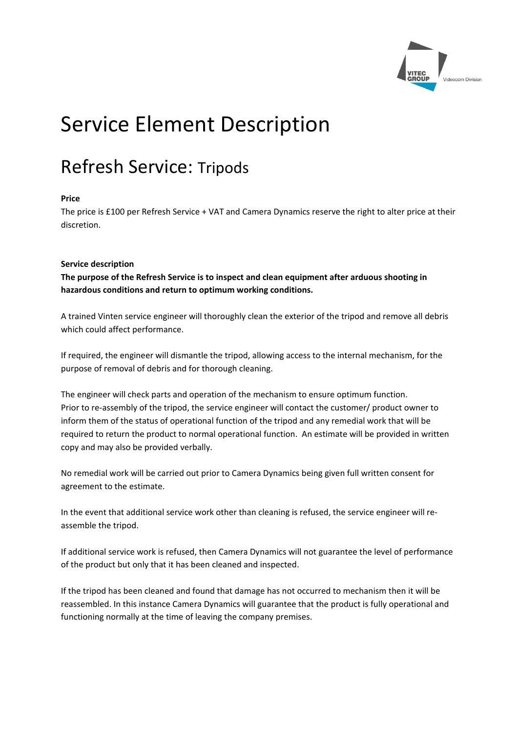# Service Element Description

## Refresh Service: Tripods

**Price**

The price is £100 per Refresh Service + VAT and Camera Dynamics reserve the right to alter price at their discretion.

**Service description**

**The purpose of the Refresh Service is to inspect and clean equipment after arduous shooting in hazardous conditions and return to optimum working conditions.**

A trained Vinten service engineer will thoroughly clean the exterior of the tripod and remove all debris which could affect performance.

If required, the engineer will dismantle the tripod, allowing access to the internal mechanism, for the purpose of removal of debris and for thorough cleaning.

The engineer will check parts and operation of the mechanism to ensure optimum function. Prior to re-assembly of the tripod, the service engineer will contact the customer/ product owner to inform them of the status of operational function of the tripod and any remedial work that will be required to return the product to normal operational function. An estimate will be provided in written copy and may also be provided verbally.

No remedial work will be carried out prior to Camera Dynamics being given full written consent for agreement to the estimate.

In the event that additional service work other than cleaning is refused, the service engineer will re-assemble the tripod.

If additional service work is refused, then Camera Dynamics will not guarantee the level of performance of the product but only that it has been cleaned and inspected.

If the tripod has been cleaned and found that damage has not occurred to mechanism then it will be reassembled. In this instance Camera Dynamics will guarantee that the product is fully operational and functioning normally at the time of leaving the company premises.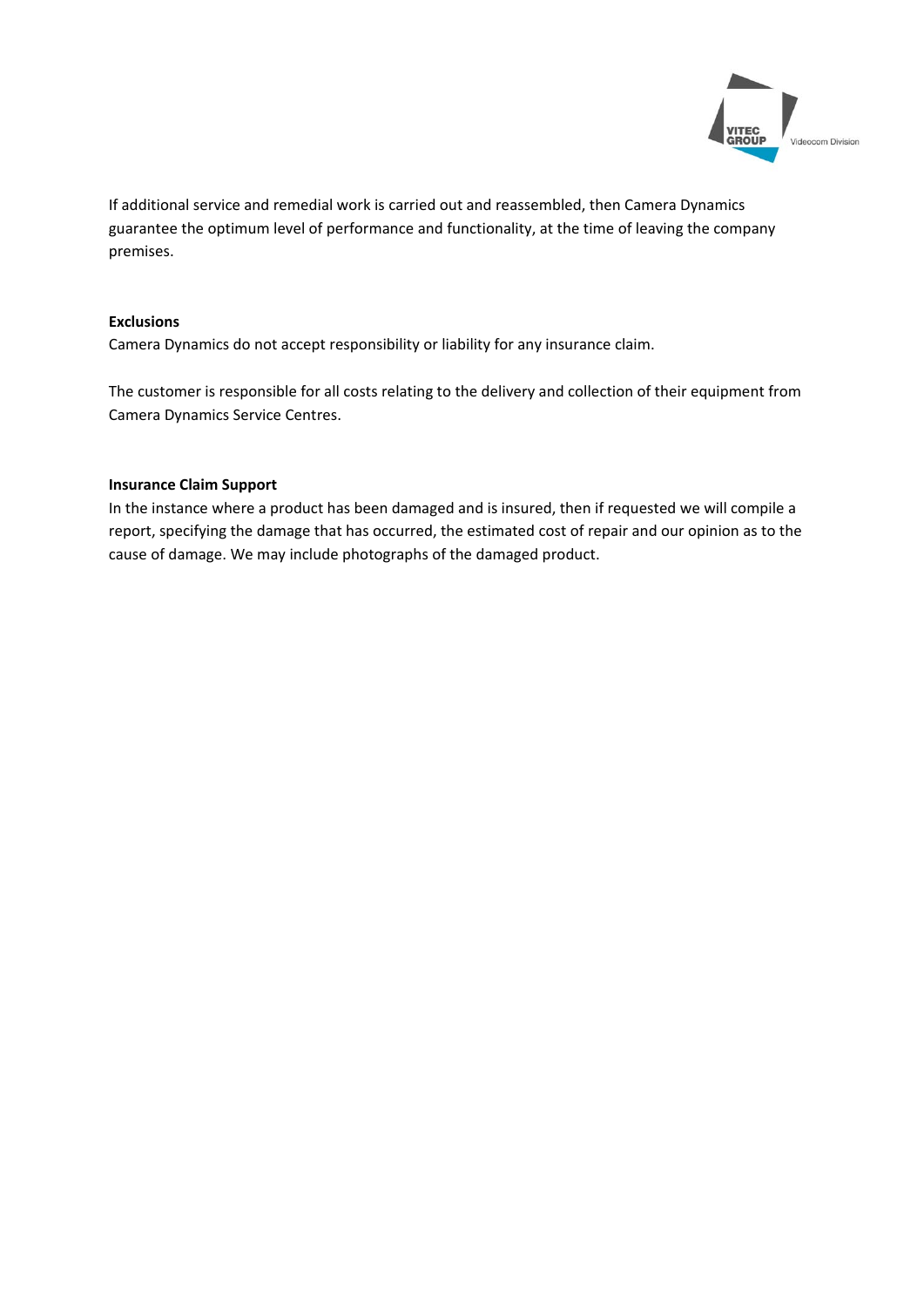If additional service and remedial work is carried out and reassembled, then Camera Dynamics guarantee the optimum level of performance and functionality, at the time of leaving the company premises.

**Exclusions**

Camera Dynamics do not accept responsibility or liability for any insurance claim.

The customer is responsible for all costs relating to the delivery and collection of their equipment from Camera Dynamics Service Centres.

**Insurance Claim Support**

In the instance where a product has been damaged and is insured, then if requested we will compile a report, specifying the damage that has occurred, the estimated cost of repair and our opinion as to the cause of damage. We may include photographs of the damaged product.